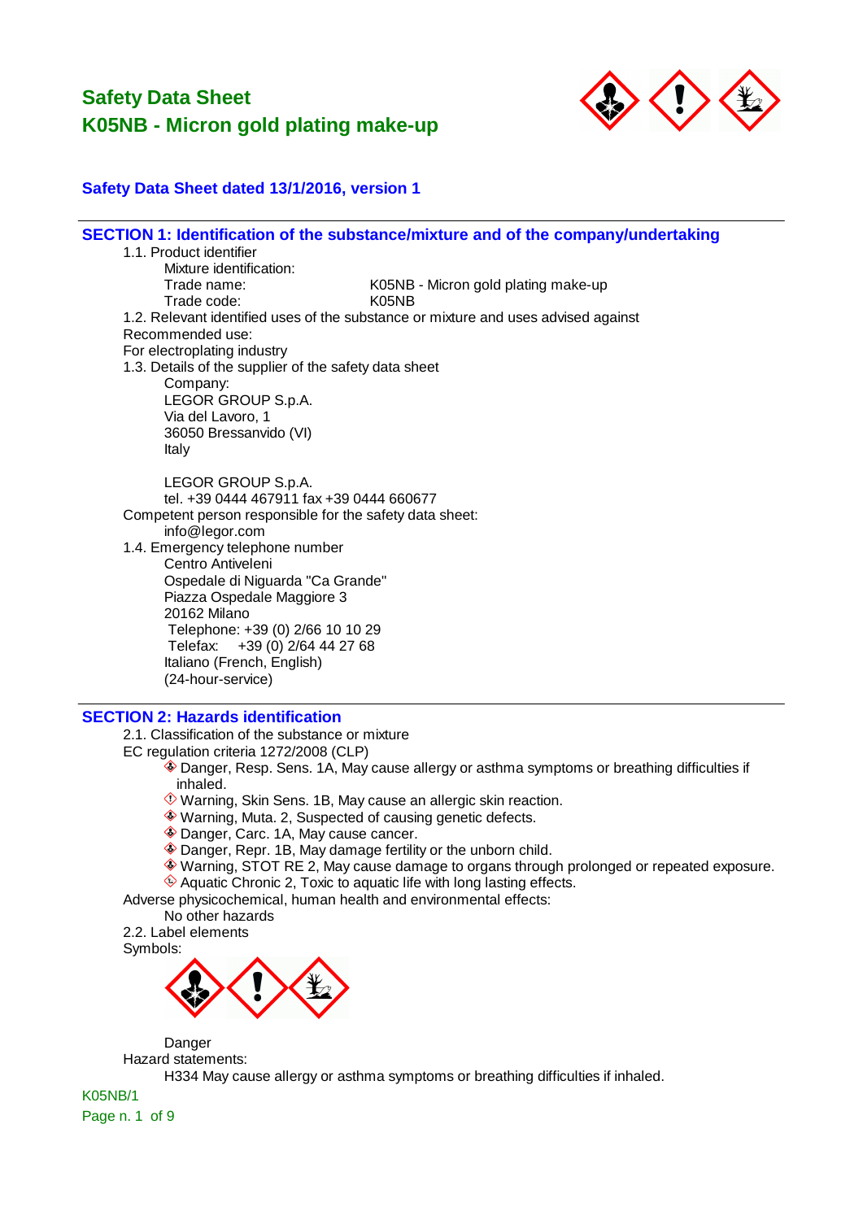# Safety Data Sheet
# K05NB - Micron gold plating make-up

### Safety Data Sheet dated 13/1/2016, version 1

## SECTION 1: Identification of the substance/mixture and of the company/undertaking

1.1. Product identifier

Mixture identification:

Trade name: K05NB - Micron gold plating make-up

Trade code: K05NB

1.2. Relevant identified uses of the substance or mixture and uses advised against

Recommended use:

For electroplating industry

1.3. Details of the supplier of the safety data sheet

Company:
LEGOR GROUP S.p.A.
Via del Lavoro, 1
36050 Bressanvido (VI)
Italy

LEGOR GROUP S.p.A.
tel. +39 0444 467911 fax +39 0444 660677

Competent person responsible for the safety data sheet:
info@legor.com

1.4. Emergency telephone number

Centro Antiveleni
Ospedale di Niguarda "Ca Grande"
Piazza Ospedale Maggiore 3
20162 Milano
Telephone: +39 (0) 2/66 10 10 29
Telefax: +39 (0) 2/64 44 27 68
Italiano (French, English)
(24-hour-service)

## SECTION 2: Hazards identification

2.1. Classification of the substance or mixture

EC regulation criteria 1272/2008 (CLP)

- Danger, Resp. Sens. 1A, May cause allergy or asthma symptoms or breathing difficulties if inhaled.
- Warning, Skin Sens. 1B, May cause an allergic skin reaction.
- Warning, Muta. 2, Suspected of causing genetic defects.
- Danger, Carc. 1A, May cause cancer.
- Danger, Repr. 1B, May damage fertility or the unborn child.
- Warning, STOT RE 2, May cause damage to organs through prolonged or repeated exposure.
- Aquatic Chronic 2, Toxic to aquatic life with long lasting effects.

Adverse physicochemical, human health and environmental effects:

No other hazards

2.2. Label elements

Symbols:

Danger

Hazard statements:

H334 May cause allergy or asthma symptoms or breathing difficulties if inhaled.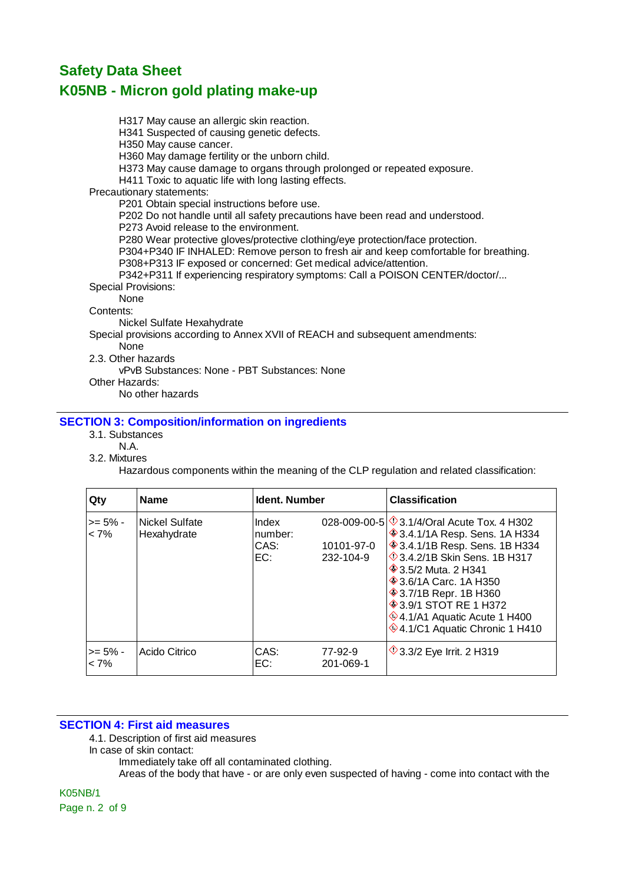H317 May cause an allergic skin reaction.
H341 Suspected of causing genetic defects.
H350 May cause cancer.
H360 May damage fertility or the unborn child.
H373 May cause damage to organs through prolonged or repeated exposure.
H411 Toxic to aquatic life with long lasting effects.

Precautionary statements:

P201 Obtain special instructions before use.
P202 Do not handle until all safety precautions have been read and understood.
P273 Avoid release to the environment.
P280 Wear protective gloves/protective clothing/eye protection/face protection.
P304+P340 IF INHALED: Remove person to fresh air and keep comfortable for breathing.
P308+P313 IF exposed or concerned: Get medical advice/attention.
P342+P311 If experiencing respiratory symptoms: Call a POISON CENTER/doctor/...

Special Provisions:

None

Contents:

Nickel Sulfate Hexahydrate

Special provisions according to Annex XVII of REACH and subsequent amendments:

None

2.3. Other hazards

vPvB Substances: None - PBT Substances: None

Other Hazards:

No other hazards

## SECTION 3: Composition/information on ingredients

3.1. Substances

N.A.

3.2. Mixtures

Hazardous components within the meaning of the CLP regulation and related classification:

| Qty | Name | Ident. Number | | Classification |
|---|---|---|---|---|
| >= 5% - < 7% | Nickel Sulfate Hexahydrate | Index number:<br>CAS:<br>EC: | 028-009-00-5<br>10101-97-0<br>232-104-9 | 3.1/4/Oral Acute Tox. 4 H302<br>3.4.1/1A Resp. Sens. 1A H334<br>3.4.1/1B Resp. Sens. 1B H334<br>3.4.2/1B Skin Sens. 1B H317<br>3.5/2 Muta. 2 H341<br>3.6/1A Carc. 1A H350<br>3.7/1B Repr. 1B H360<br>3.9/1 STOT RE 1 H372<br>4.1/A1 Aquatic Acute 1 H400<br>4.1/C1 Aquatic Chronic 1 H410 |
| >= 5% - < 7% | Acido Citrico | CAS:<br>EC: | 77-92-9<br>201-069-1 | 3.3/2 Eye Irrit. 2 H319 |

## SECTION 4: First aid measures

4.1. Description of first aid measures

In case of skin contact:

Immediately take off all contaminated clothing.
Areas of the body that have - or are only even suspected of having - come into contact with the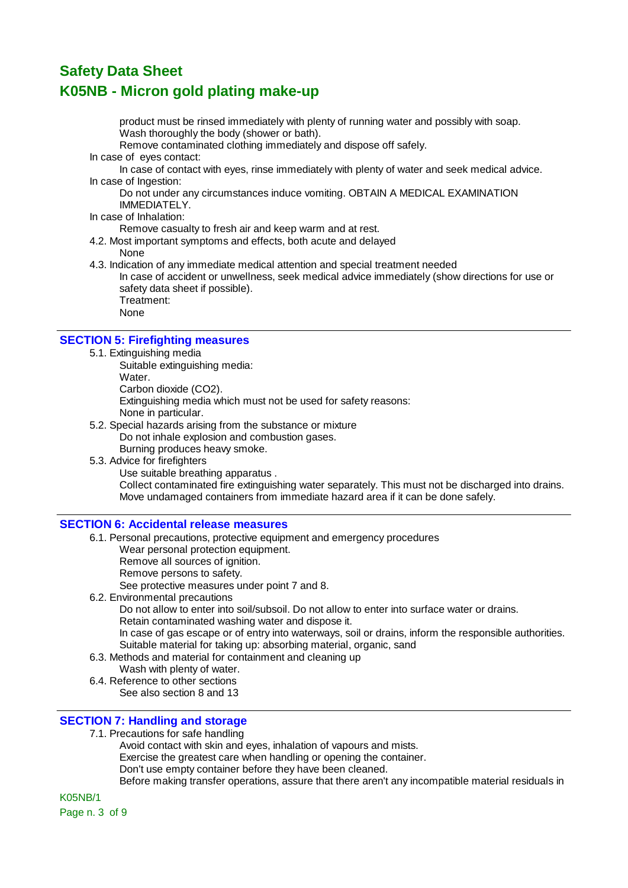product must be rinsed immediately with plenty of running water and possibly with soap.
Wash thoroughly the body (shower or bath).
Remove contaminated clothing immediately and dispose off safely.

In case of eyes contact:
In case of contact with eyes, rinse immediately with plenty of water and seek medical advice.

In case of Ingestion:
Do not under any circumstances induce vomiting. OBTAIN A MEDICAL EXAMINATION IMMEDIATELY.

In case of Inhalation:
Remove casualty to fresh air and keep warm and at rest.

4.2. Most important symptoms and effects, both acute and delayed
None

4.3. Indication of any immediate medical attention and special treatment needed
In case of accident or unwellness, seek medical advice immediately (show directions for use or safety data sheet if possible).
Treatment:
None

## SECTION 5: Firefighting measures

5.1. Extinguishing media
Suitable extinguishing media:
Water.
Carbon dioxide ($CO_2$).
Extinguishing media which must not be used for safety reasons:
None in particular.

5.2. Special hazards arising from the substance or mixture
Do not inhale explosion and combustion gases.
Burning produces heavy smoke.

5.3. Advice for firefighters
Use suitable breathing apparatus .
Collect contaminated fire extinguishing water separately. This must not be discharged into drains.
Move undamaged containers from immediate hazard area if it can be done safely.

## SECTION 6: Accidental release measures

6.1. Personal precautions, protective equipment and emergency procedures
Wear personal protection equipment.
Remove all sources of ignition.
Remove persons to safety.
See protective measures under point 7 and 8.

6.2. Environmental precautions
Do not allow to enter into soil/subsoil. Do not allow to enter into surface water or drains.
Retain contaminated washing water and dispose it.
In case of gas escape or of entry into waterways, soil or drains, inform the responsible authorities.
Suitable material for taking up: absorbing material, organic, sand

6.3. Methods and material for containment and cleaning up
Wash with plenty of water.

6.4. Reference to other sections
See also section 8 and 13

## SECTION 7: Handling and storage

7.1. Precautions for safe handling
Avoid contact with skin and eyes, inhalation of vapours and mists.
Exercise the greatest care when handling or opening the container.
Don't use empty container before they have been cleaned.
Before making transfer operations, assure that there aren't any incompatible material residuals in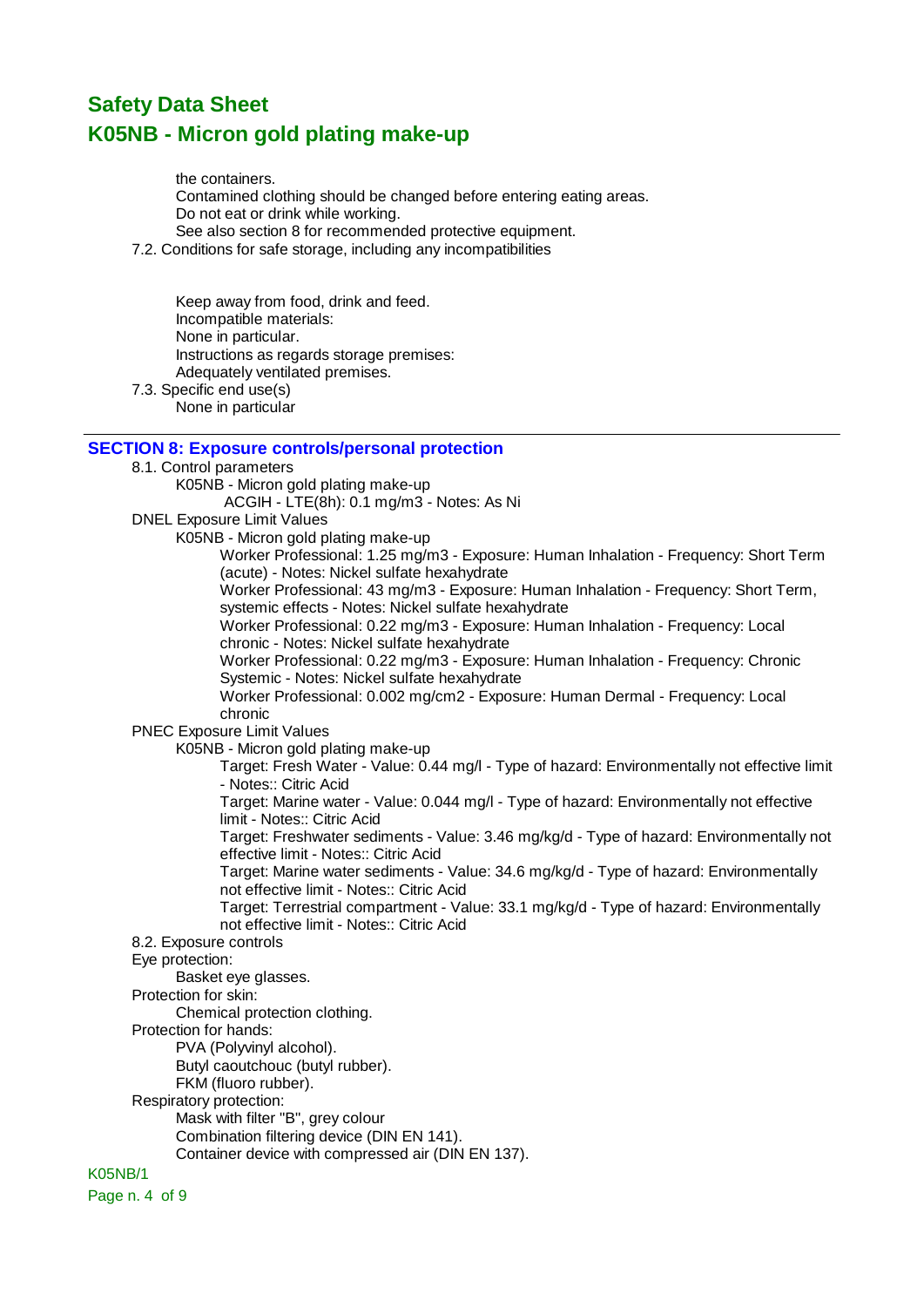the containers.

Contamined clothing should be changed before entering eating areas.

Do not eat or drink while working.

See also section 8 for recommended protective equipment.

7.2. Conditions for safe storage, including any incompatibilities

Keep away from food, drink and feed.

Incompatible materials:

None in particular.

Instructions as regards storage premises:

Adequately ventilated premises.

7.3. Specific end use(s)

None in particular

## SECTION 8: Exposure controls/personal protection

8.1. Control parameters

K05NB - Micron gold plating make-up

- ACGIH - LTE(8h): 0.1 mg/m3 - Notes: As Ni

DNEL Exposure Limit Values

K05NB - Micron gold plating make-up

- Worker Professional: 1.25 mg/m3 - Exposure: Human Inhalation - Frequency: Short Term (acute) - Notes: Nickel sulfate hexahydrate
- Worker Professional: 43 mg/m3 - Exposure: Human Inhalation - Frequency: Short Term, systemic effects - Notes: Nickel sulfate hexahydrate
- Worker Professional: 0.22 mg/m3 - Exposure: Human Inhalation - Frequency: Local chronic - Notes: Nickel sulfate hexahydrate
- Worker Professional: 0.22 mg/m3 - Exposure: Human Inhalation - Frequency: Chronic Systemic - Notes: Nickel sulfate hexahydrate
- Worker Professional: 0.002 mg/cm2 - Exposure: Human Dermal - Frequency: Local chronic

PNEC Exposure Limit Values

K05NB - Micron gold plating make-up

- Target: Fresh Water - Value: 0.44 mg/l - Type of hazard: Environmentally not effective limit - Notes:: Citric Acid
- Target: Marine water - Value: 0.044 mg/l - Type of hazard: Environmentally not effective limit - Notes:: Citric Acid
- Target: Freshwater sediments - Value: 3.46 mg/kg/d - Type of hazard: Environmentally not effective limit - Notes:: Citric Acid
- Target: Marine water sediments - Value: 34.6 mg/kg/d - Type of hazard: Environmentally not effective limit - Notes:: Citric Acid
- Target: Terrestrial compartment - Value: 33.1 mg/kg/d - Type of hazard: Environmentally not effective limit - Notes:: Citric Acid

8.2. Exposure controls

Eye protection:

Basket eye glasses.

Protection for skin:

Chemical protection clothing.

Protection for hands:

PVA (Polyvinyl alcohol).

Butyl caoutchouc (butyl rubber).

FKM (fluoro rubber).

Respiratory protection:

Mask with filter "B", grey colour

Combination filtering device (DIN EN 141).

Container device with compressed air (DIN EN 137).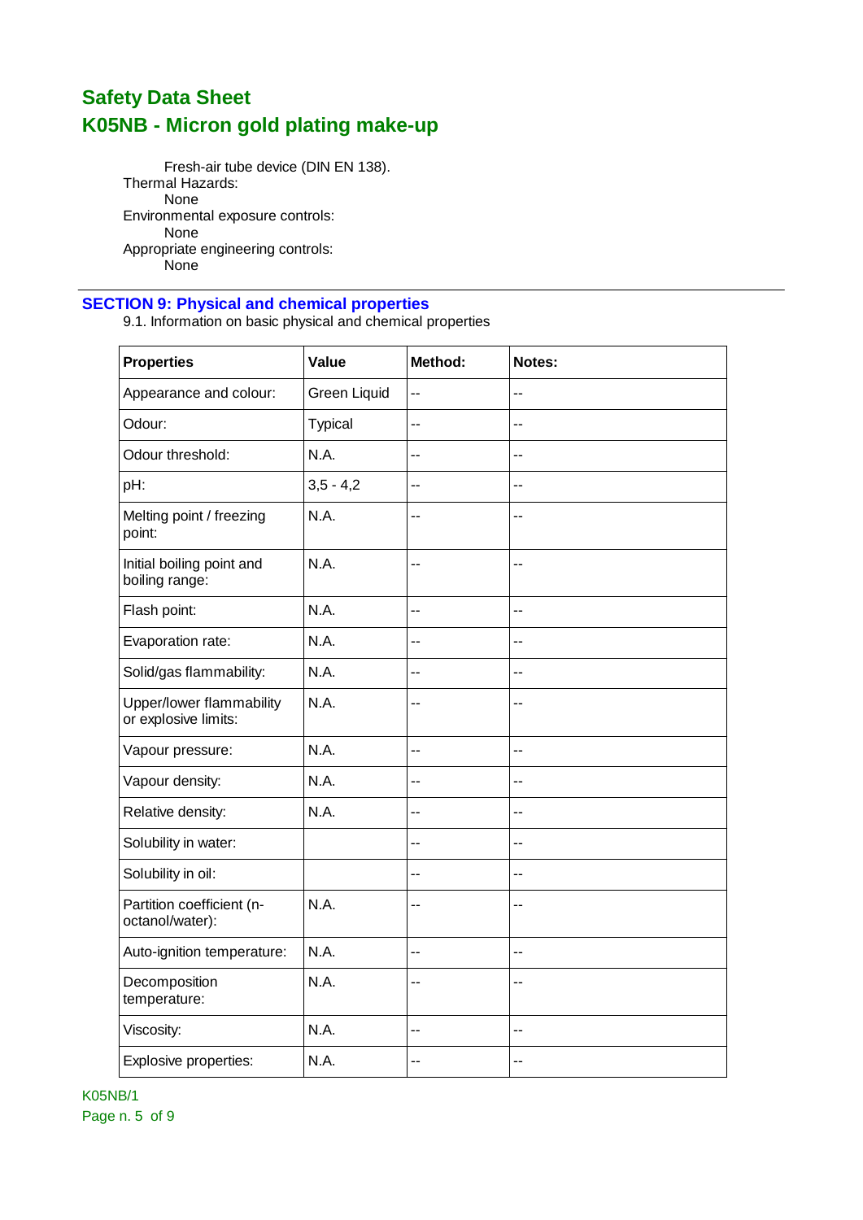Fresh-air tube device (DIN EN 138).

Thermal Hazards:

None

Environmental exposure controls:

None

Appropriate engineering controls:

None

## SECTION 9: Physical and chemical properties

9.1. Information on basic physical and chemical properties

| Properties | Value | Method: | Notes: |
|---|---|---|---|
| Appearance and colour: | Green Liquid | -- | -- |
| Odour: | Typical | -- | -- |
| Odour threshold: | N.A. | -- | -- |
| pH: | 3,5 - 4,2 | -- | -- |
| Melting point / freezing point: | N.A. | -- | -- |
| Initial boiling point and boiling range: | N.A. | -- | -- |
| Flash point: | N.A. | -- | -- |
| Evaporation rate: | N.A. | -- | -- |
| Solid/gas flammability: | N.A. | -- | -- |
| Upper/lower flammability or explosive limits: | N.A. | -- | -- |
| Vapour pressure: | N.A. | -- | -- |
| Vapour density: | N.A. | -- | -- |
| Relative density: | N.A. | -- | -- |
| Solubility in water: | | -- | -- |
| Solubility in oil: | | -- | -- |
| Partition coefficient (n-octanol/water): | N.A. | -- | -- |
| Auto-ignition temperature: | N.A. | -- | -- |
| Decomposition temperature: | N.A. | -- | -- |
| Viscosity: | N.A. | -- | -- |
| Explosive properties: | N.A. | -- | -- |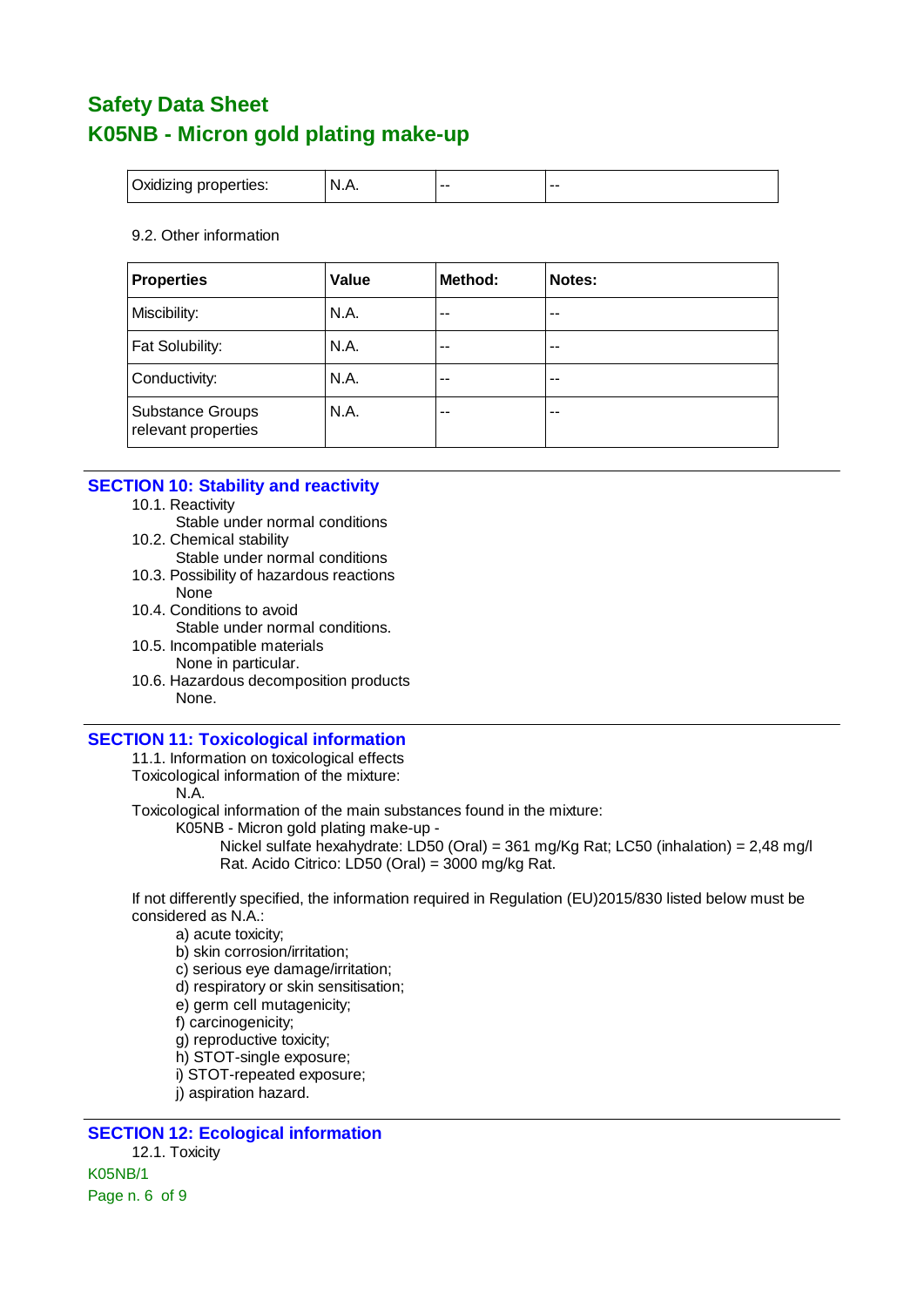| Oxidizing properties: | N.A. | -- | -- |
|---|---|---|---|

9.2. Other information

| Properties | Value | Method: | Notes: |
|---|---|---|---|
| Miscibility: | N.A. | -- | -- |
| Fat Solubility: | N.A. | -- | -- |
| Conductivity: | N.A. | -- | -- |
| Substance Groups relevant properties | N.A. | -- | -- |

## SECTION 10: Stability and reactivity

10.1. Reactivity
Stable under normal conditions

10.2. Chemical stability
Stable under normal conditions

10.3. Possibility of hazardous reactions
None

10.4. Conditions to avoid
Stable under normal conditions.

10.5. Incompatible materials
None in particular.

10.6. Hazardous decomposition products
None.

## SECTION 11: Toxicological information

11.1. Information on toxicological effects

Toxicological information of the mixture:
N.A.

Toxicological information of the main substances found in the mixture:
K05NB - Micron gold plating make-up -
Nickel sulfate hexahydrate: LD50 (Oral) = 361 mg/Kg Rat; LC50 (inhalation) = 2,48 mg/l Rat. Acido Citrico: LD50 (Oral) = 3000 mg/kg Rat.

If not differently specified, the information required in Regulation (EU)2015/830 listed below must be considered as N.A.:

a) acute toxicity;
b) skin corrosion/irritation;
c) serious eye damage/irritation;
d) respiratory or skin sensitisation;
e) germ cell mutagenicity;
f) carcinogenicity;
g) reproductive toxicity;
h) STOT-single exposure;
i) STOT-repeated exposure;
j) aspiration hazard.

## SECTION 12: Ecological information

12.1. Toxicity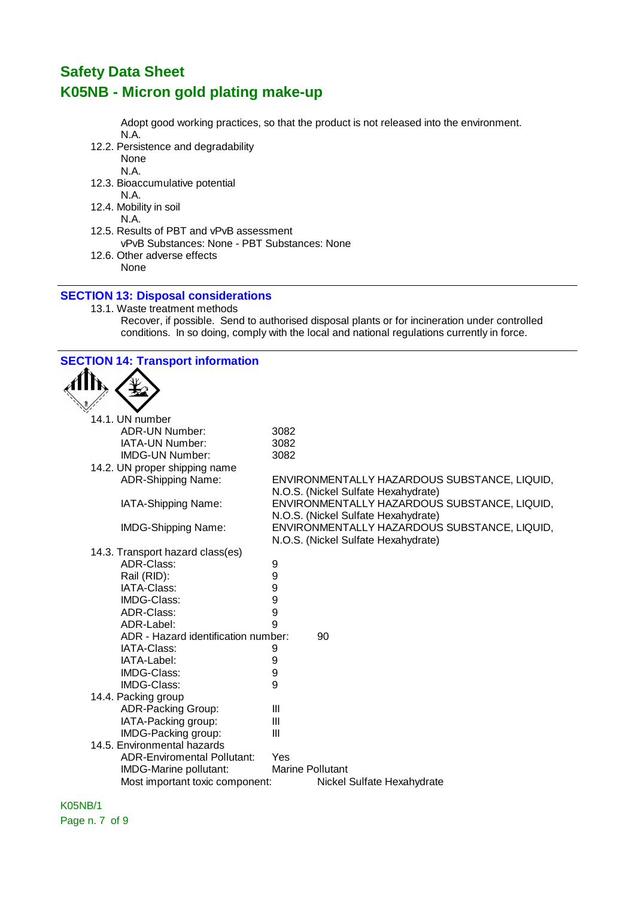Adopt good working practices, so that the product is not released into the environment.
N.A.

12.2. Persistence and degradability

None
N.A.

12.3. Bioaccumulative potential

N.A.

12.4. Mobility in soil

N.A.

12.5. Results of PBT and vPvB assessment

vPvB Substances: None - PBT Substances: None

12.6. Other adverse effects

None

## SECTION 13: Disposal considerations

13.1. Waste treatment methods

Recover, if possible. Send to authorised disposal plants or for incineration under controlled conditions. In so doing, comply with the local and national regulations currently in force.

## SECTION 14: Transport information

14.1. UN number

| | |
|---|---|
| ADR-UN Number: | 3082 |
| IATA-UN Number: | 3082 |
| IMDG-UN Number: | 3082 |

14.2. UN proper shipping name

| | |
|---|---|
| ADR-Shipping Name: | ENVIRONMENTALLY HAZARDOUS SUBSTANCE, LIQUID, N.O.S. (Nickel Sulfate Hexahydrate) |
| IATA-Shipping Name: | ENVIRONMENTALLY HAZARDOUS SUBSTANCE, LIQUID, N.O.S. (Nickel Sulfate Hexahydrate) |
| IMDG-Shipping Name: | ENVIRONMENTALLY HAZARDOUS SUBSTANCE, LIQUID, N.O.S. (Nickel Sulfate Hexahydrate) |

14.3. Transport hazard class(es)

| | |
|---|---|
| ADR-Class: | 9 |
| Rail (RID): | 9 |
| IATA-Class: | 9 |
| IMDG-Class: | 9 |
| ADR-Class: | 9 |
| ADR-Label: | 9 |
| ADR - Hazard identification number: | 90 |
| IATA-Class: | 9 |
| IATA-Label: | 9 |
| IMDG-Class: | 9 |
| IMDG-Class: | 9 |

14.4. Packing group

| | |
|---|---|
| ADR-Packing Group: | III |
| IATA-Packing group: | III |
| IMDG-Packing group: | III |

14.5. Environmental hazards

| | |
|---|---|
| ADR-Enviromental Pollutant: | Yes |
| IMDG-Marine pollutant: | Marine Pollutant |
| Most important toxic component: | Nickel Sulfate Hexahydrate |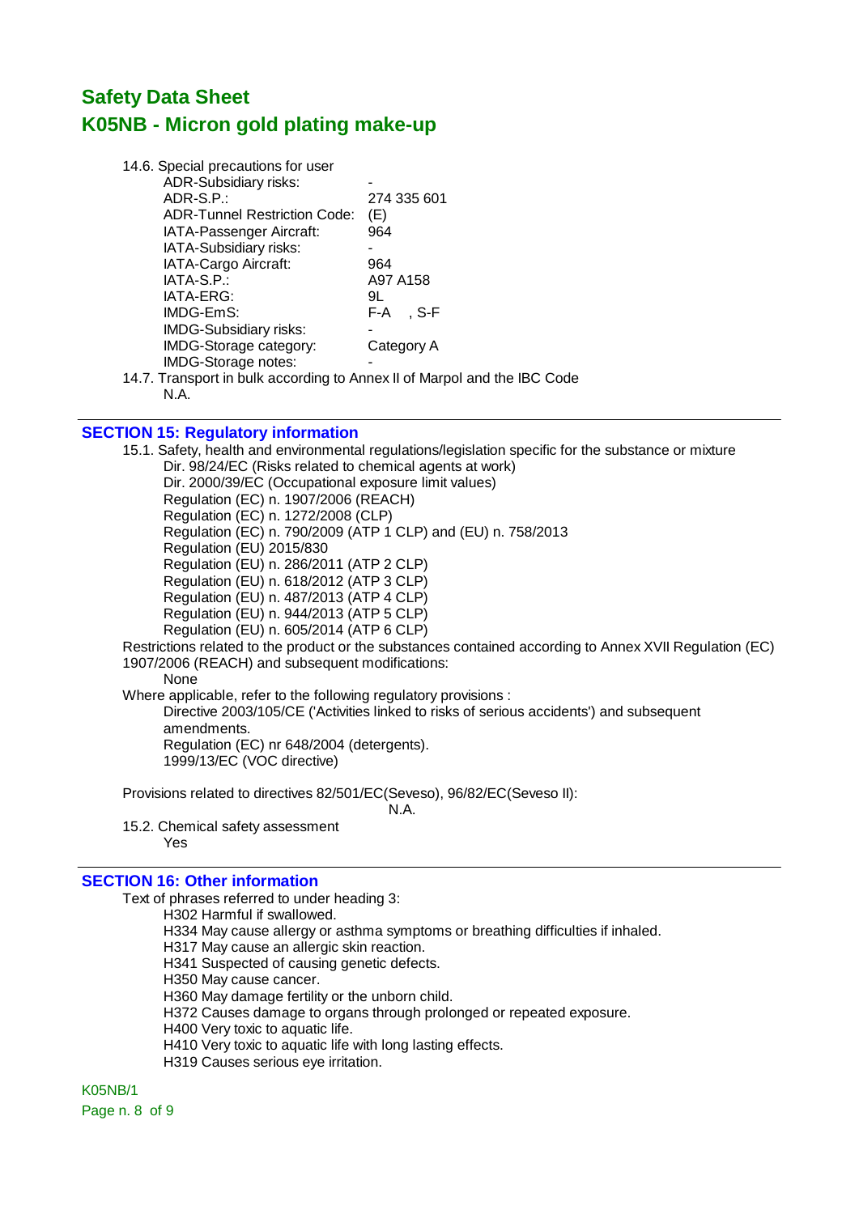14.6. Special precautions for user

| | |
|---|---|
| ADR-Subsidiary risks: | - |
| ADR-S.P.: | 274 335 601 |
| ADR-Tunnel Restriction Code: | (E) |
| IATA-Passenger Aircraft: | 964 |
| IATA-Subsidiary risks: | - |
| IATA-Cargo Aircraft: | 964 |
| IATA-S.P.: | A97 A158 |
| IATA-ERG: | 9L |
| IMDG-EmS: | F-A , S-F |
| IMDG-Subsidiary risks: | - |
| IMDG-Storage category: | Category A |
| IMDG-Storage notes: | - |

14.7. Transport in bulk according to Annex II of Marpol and the IBC Code

N.A.

## SECTION 15: Regulatory information

15.1. Safety, health and environmental regulations/legislation specific for the substance or mixture

Dir. 98/24/EC (Risks related to chemical agents at work)
Dir. 2000/39/EC (Occupational exposure limit values)
Regulation (EC) n. 1907/2006 (REACH)
Regulation (EC) n. 1272/2008 (CLP)
Regulation (EC) n. 790/2009 (ATP 1 CLP) and (EU) n. 758/2013
Regulation (EU) 2015/830
Regulation (EU) n. 286/2011 (ATP 2 CLP)
Regulation (EU) n. 618/2012 (ATP 3 CLP)
Regulation (EU) n. 487/2013 (ATP 4 CLP)
Regulation (EU) n. 944/2013 (ATP 5 CLP)
Regulation (EU) n. 605/2014 (ATP 6 CLP)

Restrictions related to the product or the substances contained according to Annex XVII Regulation (EC) 1907/2006 (REACH) and subsequent modifications:

None

Where applicable, refer to the following regulatory provisions :

Directive 2003/105/CE ('Activities linked to risks of serious accidents') and subsequent amendments.
Regulation (EC) nr 648/2004 (detergents).
1999/13/EC (VOC directive)

Provisions related to directives 82/501/EC(Seveso), 96/82/EC(Seveso II):

N.A.

15.2. Chemical safety assessment

Yes

## SECTION 16: Other information

Text of phrases referred to under heading 3:

H302 Harmful if swallowed.
H334 May cause allergy or asthma symptoms or breathing difficulties if inhaled.
H317 May cause an allergic skin reaction.
H341 Suspected of causing genetic defects.
H350 May cause cancer.
H360 May damage fertility or the unborn child.
H372 Causes damage to organs through prolonged or repeated exposure.
H400 Very toxic to aquatic life.
H410 Very toxic to aquatic life with long lasting effects.
H319 Causes serious eye irritation.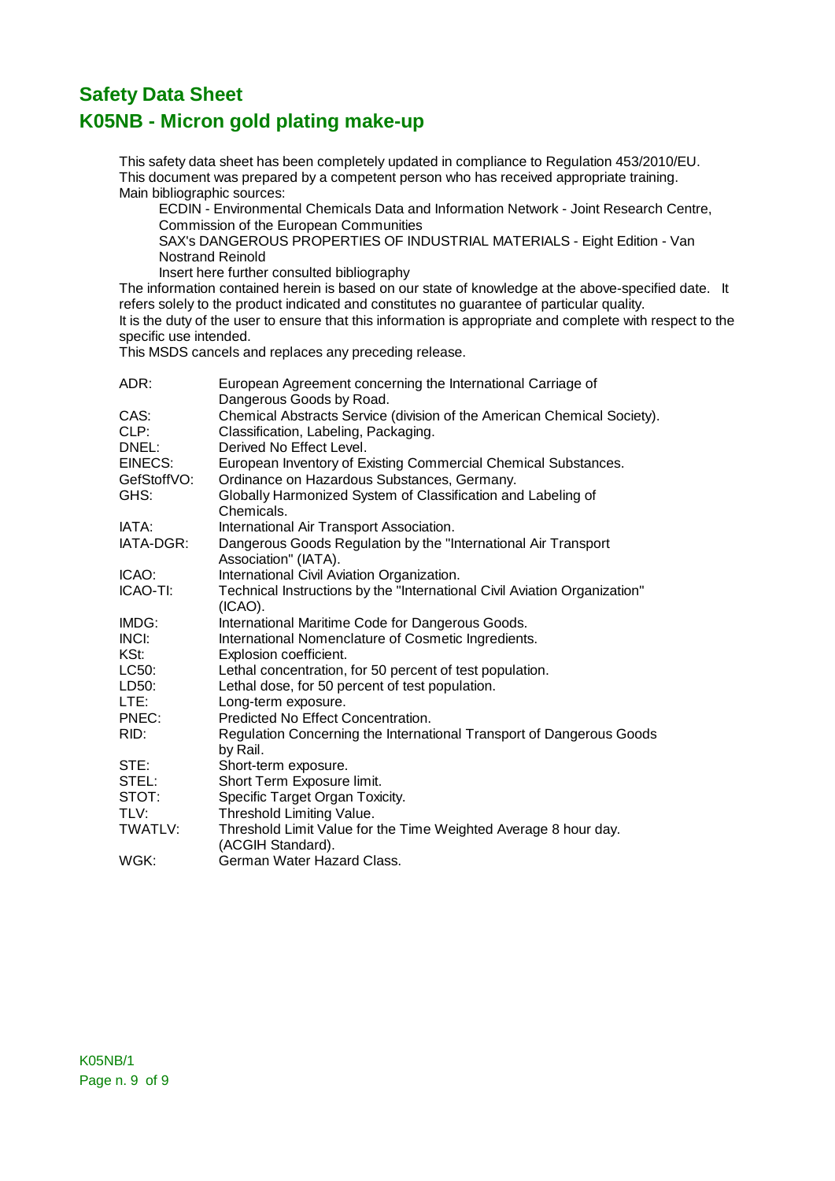## Safety Data Sheet

## K05NB - Micron gold plating make-up

This safety data sheet has been completely updated in compliance to Regulation 453/2010/EU.
This document was prepared by a competent person who has received appropriate training.
Main bibliographic sources:

ECDIN - Environmental Chemicals Data and Information Network - Joint Research Centre, Commission of the European Communities
SAX's DANGEROUS PROPERTIES OF INDUSTRIAL MATERIALS - Eight Edition - Van Nostrand Reinold
Insert here further consulted bibliography

The information contained herein is based on our state of knowledge at the above-specified date. It refers solely to the product indicated and constitutes no guarantee of particular quality.
It is the duty of the user to ensure that this information is appropriate and complete with respect to the specific use intended.
This MSDS cancels and replaces any preceding release.

| | |
|---|---|
| ADR: | European Agreement concerning the International Carriage of Dangerous Goods by Road. |
| CAS: | Chemical Abstracts Service (division of the American Chemical Society). |
| CLP: | Classification, Labeling, Packaging. |
| DNEL: | Derived No Effect Level. |
| EINECS: | European Inventory of Existing Commercial Chemical Substances. |
| GefStoffVO: | Ordinance on Hazardous Substances, Germany. |
| GHS: | Globally Harmonized System of Classification and Labeling of Chemicals. |
| IATA: | International Air Transport Association. |
| IATA-DGR: | Dangerous Goods Regulation by the "International Air Transport Association" (IATA). |
| ICAO: | International Civil Aviation Organization. |
| ICAO-TI: | Technical Instructions by the "International Civil Aviation Organization" (ICAO). |
| IMDG: | International Maritime Code for Dangerous Goods. |
| INCI: | International Nomenclature of Cosmetic Ingredients. |
| KSt: | Explosion coefficient. |
| LC50: | Lethal concentration, for 50 percent of test population. |
| LD50: | Lethal dose, for 50 percent of test population. |
| LTE: | Long-term exposure. |
| PNEC: | Predicted No Effect Concentration. |
| RID: | Regulation Concerning the International Transport of Dangerous Goods by Rail. |
| STE: | Short-term exposure. |
| STEL: | Short Term Exposure limit. |
| STOT: | Specific Target Organ Toxicity. |
| TLV: | Threshold Limiting Value. |
| TWATLV: | Threshold Limit Value for the Time Weighted Average 8 hour day. (ACGIH Standard). |
| WGK: | German Water Hazard Class. |